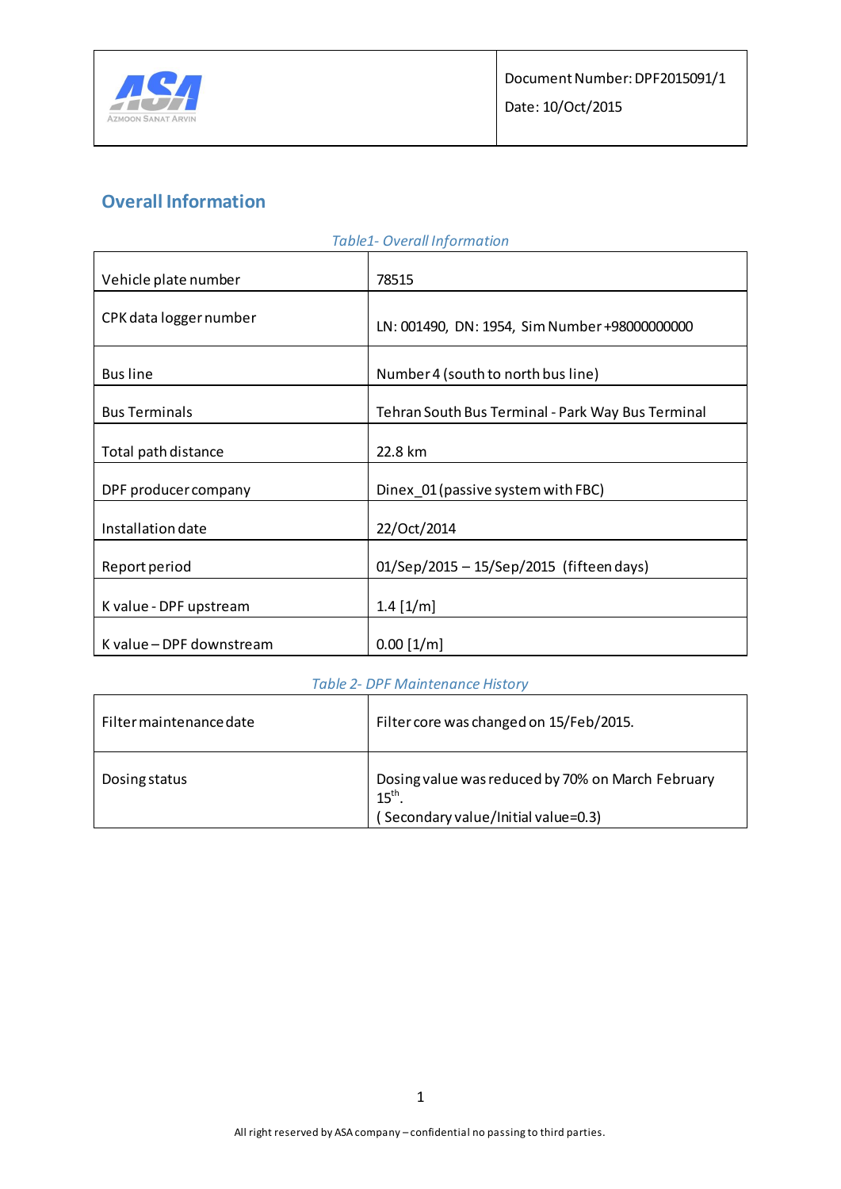| | Document Number: DPF2015091/1<br>Date: 10/Oct/2015 |
|---|---|

## Overall Information

*Table1- Overall Information*

| | |
|---|---|
| Vehicle plate number | 78515 |
| CPK data logger number | LN: 001490, DN: 1954, Sim Number +98000000000 |
| Bus line | Number 4 (south to north bus line) |
| Bus Terminals | Tehran South Bus Terminal - Park Way Bus Terminal |
| Total path distance | 22.8 km |
| DPF producer company | Dinex_01 (passive system with FBC) |
| Installation date | 22/Oct/2014 |
| Report period | 01/Sep/2015 – 15/Sep/2015 (fifteen days) |
| K value - DPF upstream | 1.4 [1/m] |
| K value – DPF downstream | 0.00 [1/m] |

*Table 2- DPF Maintenance History*

| | |
|---|---|
| Filter maintenance date | Filter core was changed on 15/Feb/2015. |
| Dosing status | Dosing value was reduced by 70% on March February 15th.<br>( Secondary value/Initial value=0.3) |

All right reserved by ASA company – confidential no passing to third parties.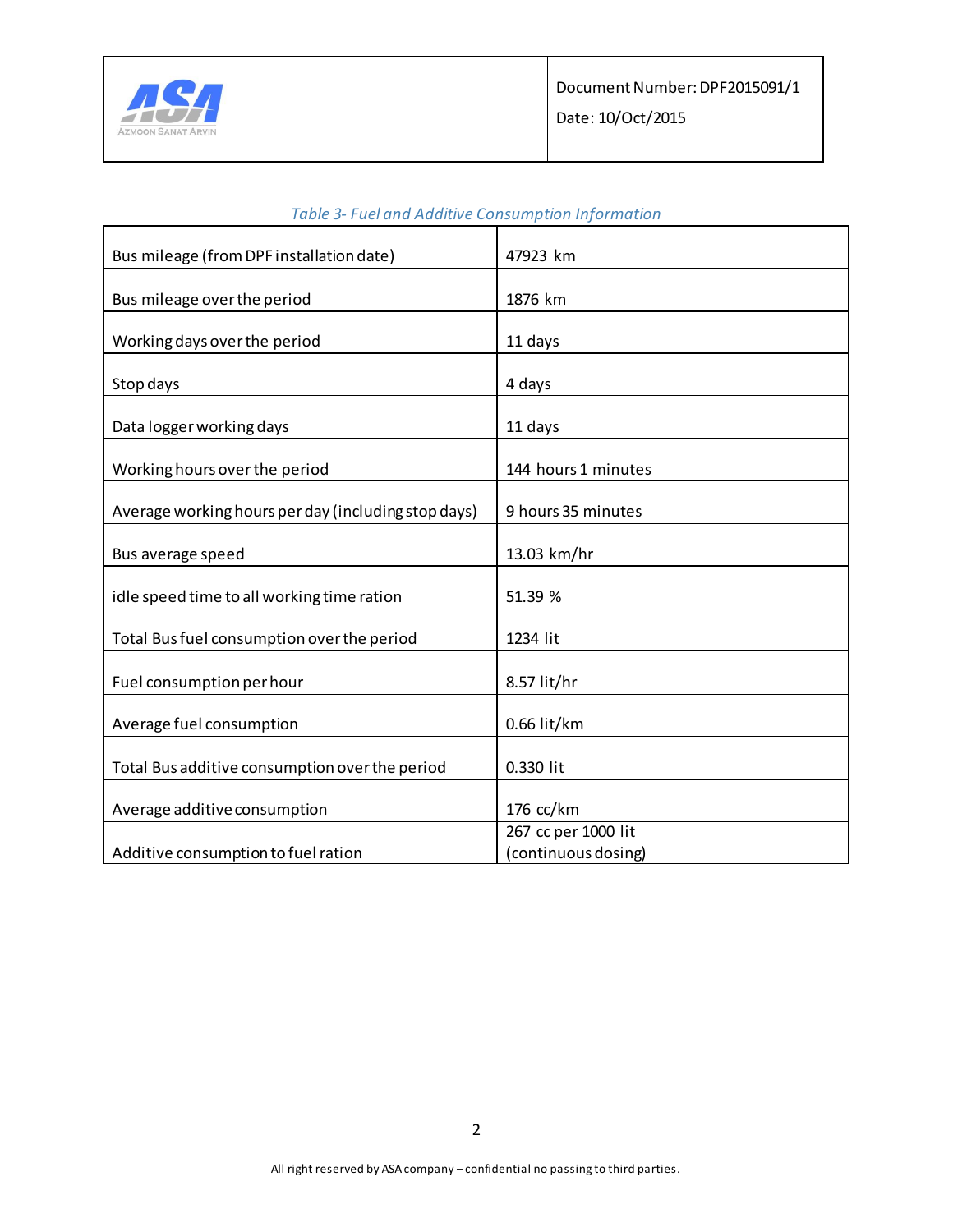*Table 3- Fuel and Additive Consumption Information*

| | |
|---|---|
| Bus mileage (from DPF installation date) | 47923 km |
| Bus mileage over the period | 1876 km |
| Working days over the period | 11 days |
| Stop days | 4 days |
| Data logger working days | 11 days |
| Working hours over the period | 144 hours 1 minutes |
| Average working hours per day (including stop days) | 9 hours 35 minutes |
| Bus average speed | 13.03 km/hr |
| idle speed time to all working time ration | 51.39 % |
| Total Bus fuel consumption over the period | 1234 lit |
| Fuel consumption per hour | 8.57 lit/hr |
| Average fuel consumption | 0.66 lit/km |
| Total Bus additive consumption over the period | 0.330 lit |
| Average additive consumption | 176 cc/km |
| Additive consumption to fuel ration | 267 cc per 1000 lit (continuous dosing) |

All right reserved by ASA company – confidential no passing to third parties.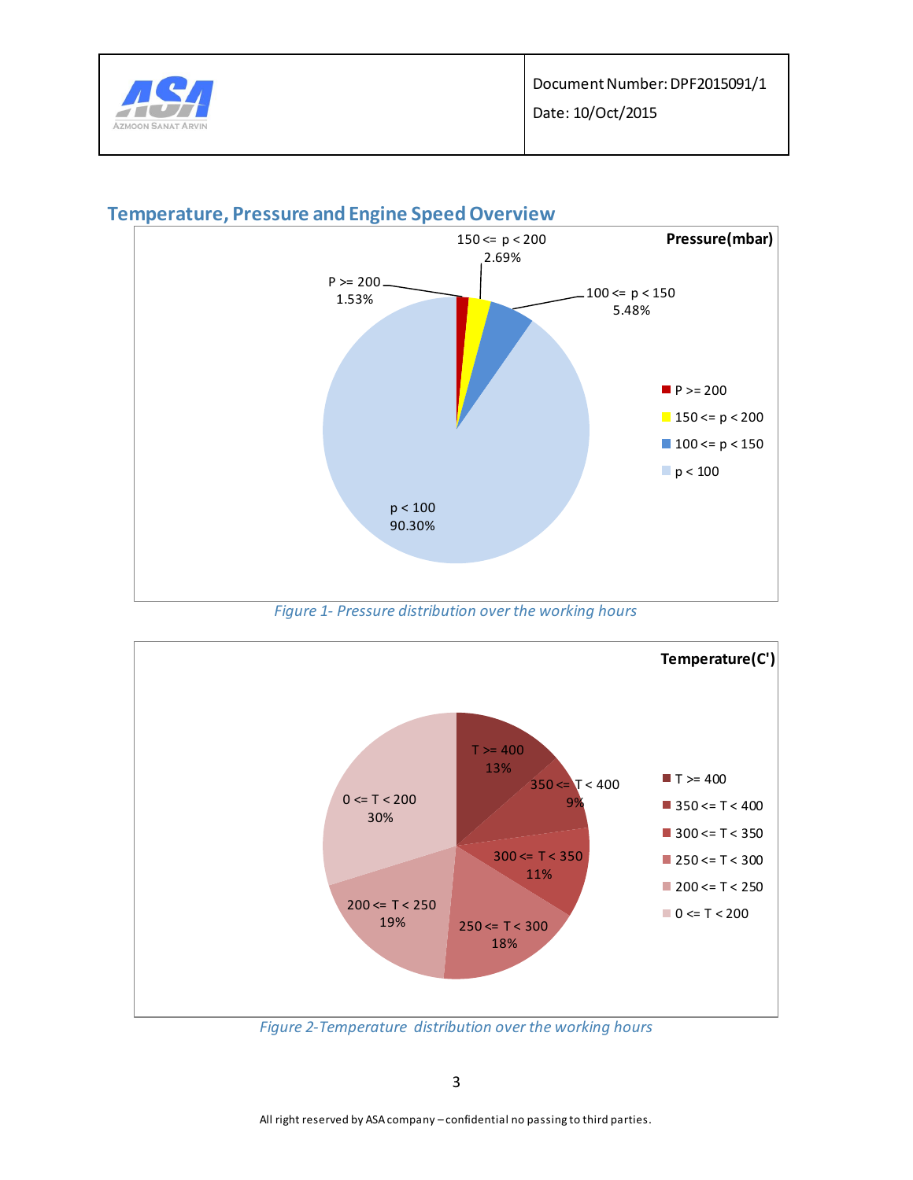## Temperature, Pressure and Engine Speed Overview

**Pressure(mbar)**

| Range | Percentage |
|---|---|
| P >= 200 | 1.53% |
| 150 <= p < 200 | 2.69% |
| 100 <= p < 150 | 5.48% |
| p < 100 | 90.30% |

*Figure 1- Pressure distribution over the working hours*

**Temperature(C')**

| Range | Percentage |
|---|---|
| T >= 400 | 13% |
| 350 <= T < 400 | 9% |
| 300 <= T < 350 | 11% |
| 250 <= T < 300 | 18% |
| 200 <= T < 250 | 19% |
| 0 <= T < 200 | 30% |

*Figure 2-Temperature distribution over the working hours*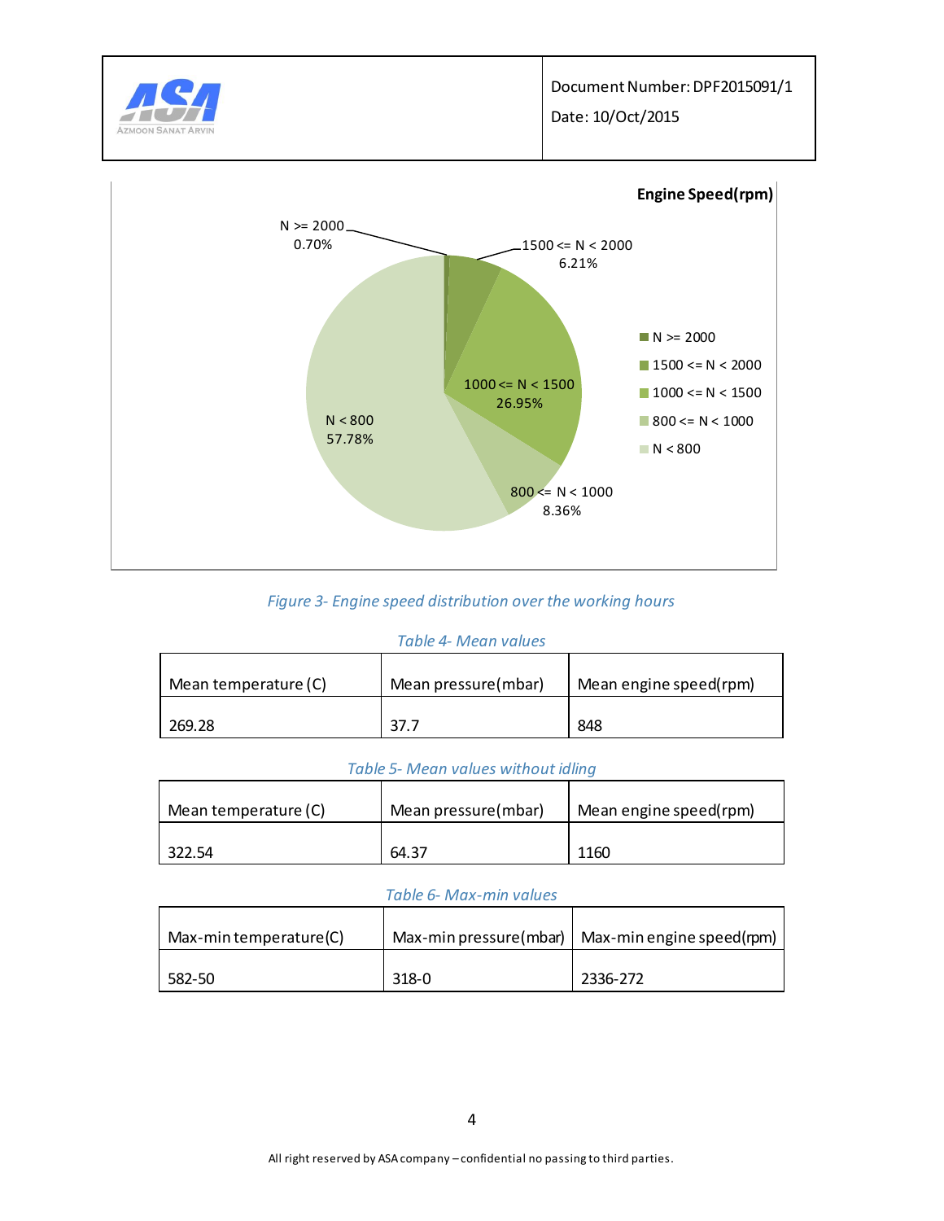*Figure 3- Engine speed distribution over the working hours*

*Table 4- Mean values*

| Mean temperature (C) | Mean pressure(mbar) | Mean engine speed(rpm) |
|---|---|---|
| 269.28 | 37.7 | 848 |

*Table 5- Mean values without idling*

| Mean temperature (C) | Mean pressure(mbar) | Mean engine speed(rpm) |
|---|---|---|
| 322.54 | 64.37 | 1160 |

*Table 6- Max-min values*

| Max-min temperature(C) | Max-min pressure(mbar) | Max-min engine speed(rpm) |
|---|---|---|
| 582-50 | 318-0 | 2336-272 |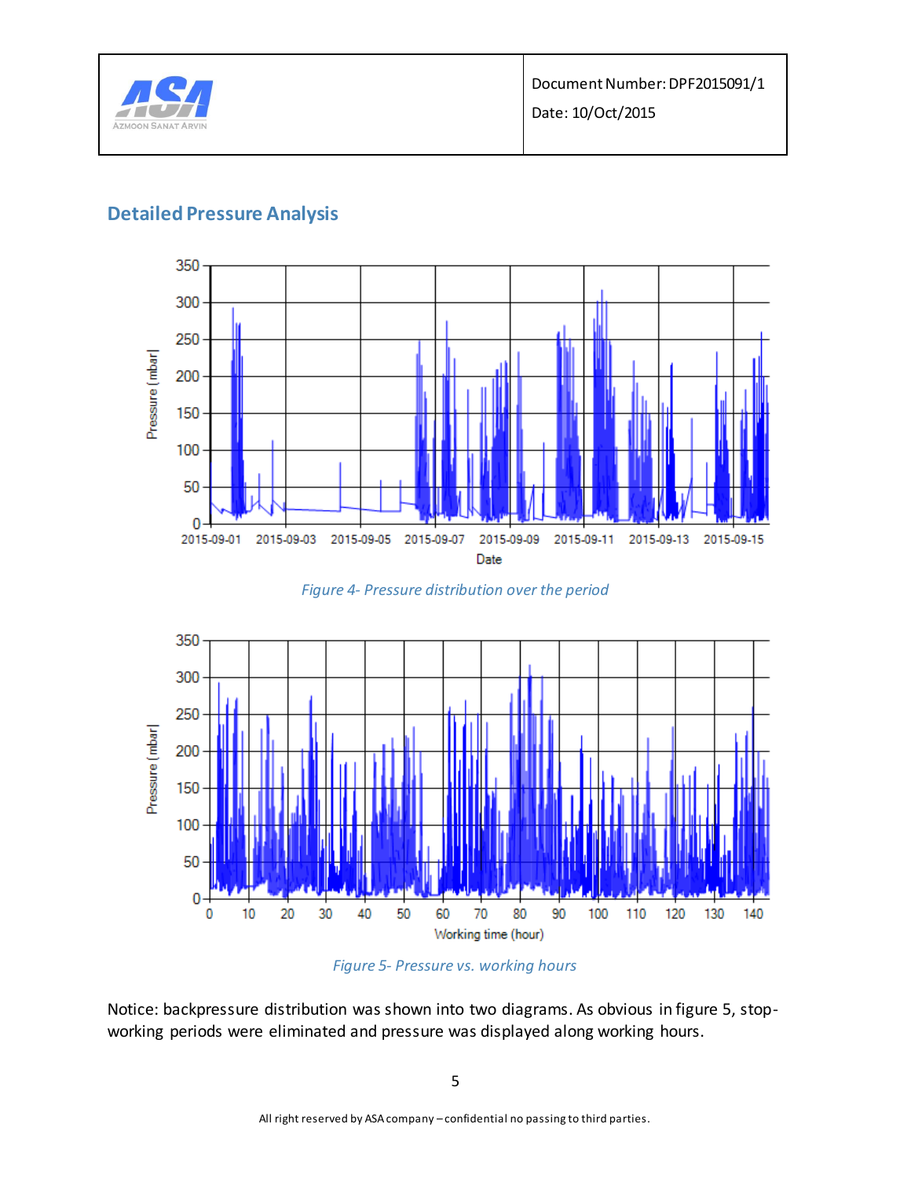## Detailed Pressure Analysis

*Figure 4- Pressure distribution over the period*

*Figure 5- Pressure vs. working hours*

Notice: backpressure distribution was shown into two diagrams. As obvious in figure 5, stop-working periods were eliminated and pressure was displayed along working hours.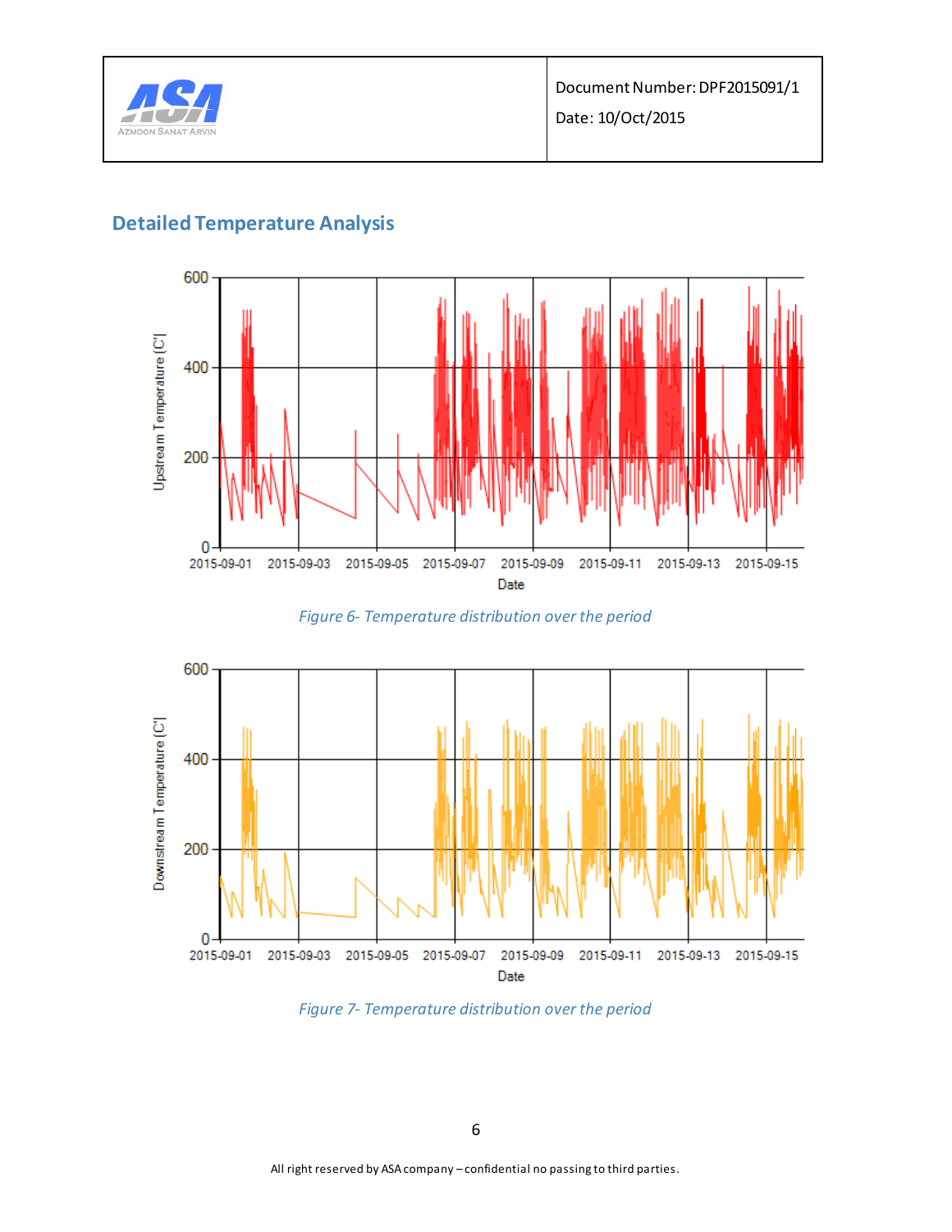## Detailed Temperature Analysis

*Figure 6- Temperature distribution over the period*

*Figure 7- Temperature distribution over the period*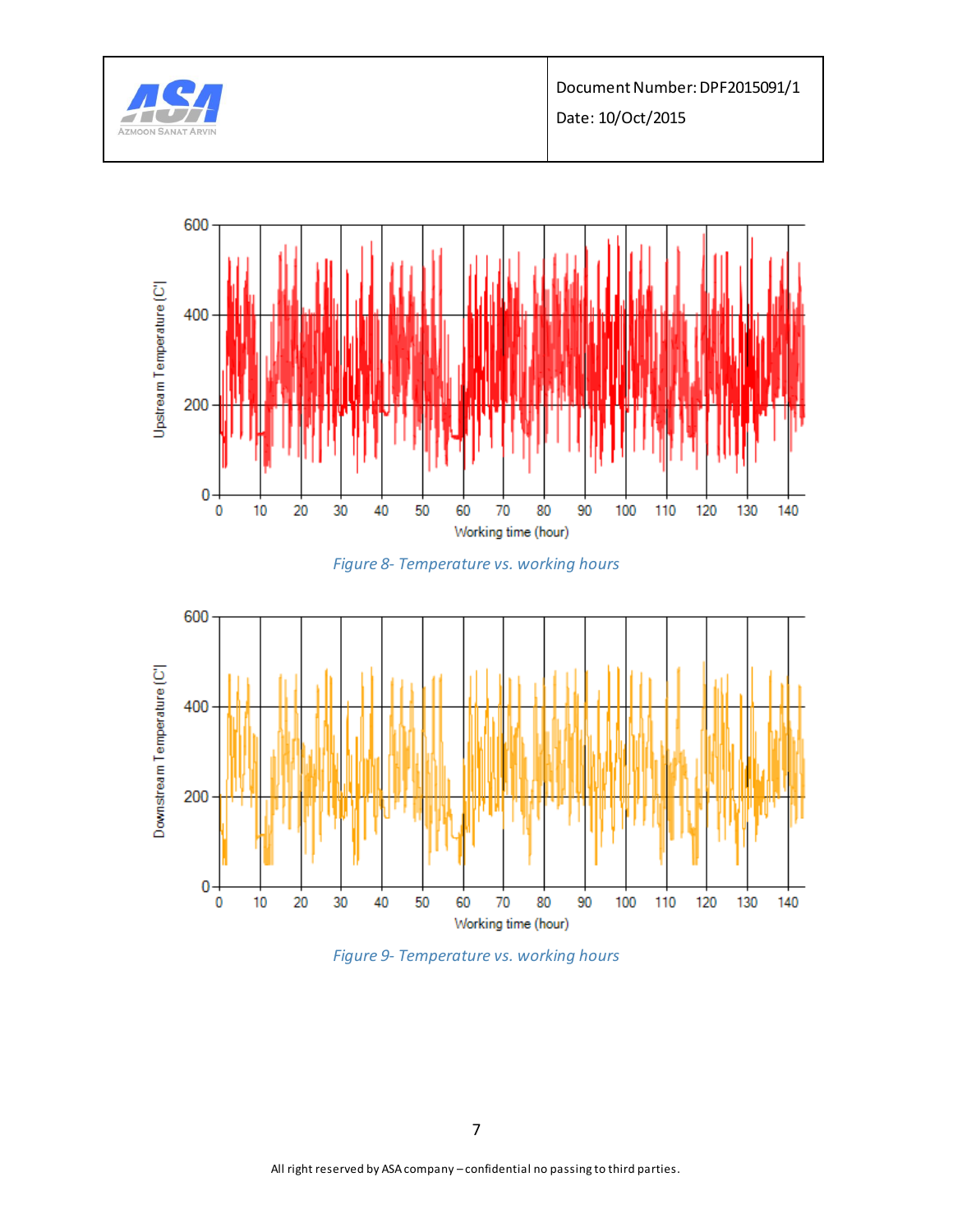Figure 8- Temperature vs. working hours

Figure 9- Temperature vs. working hours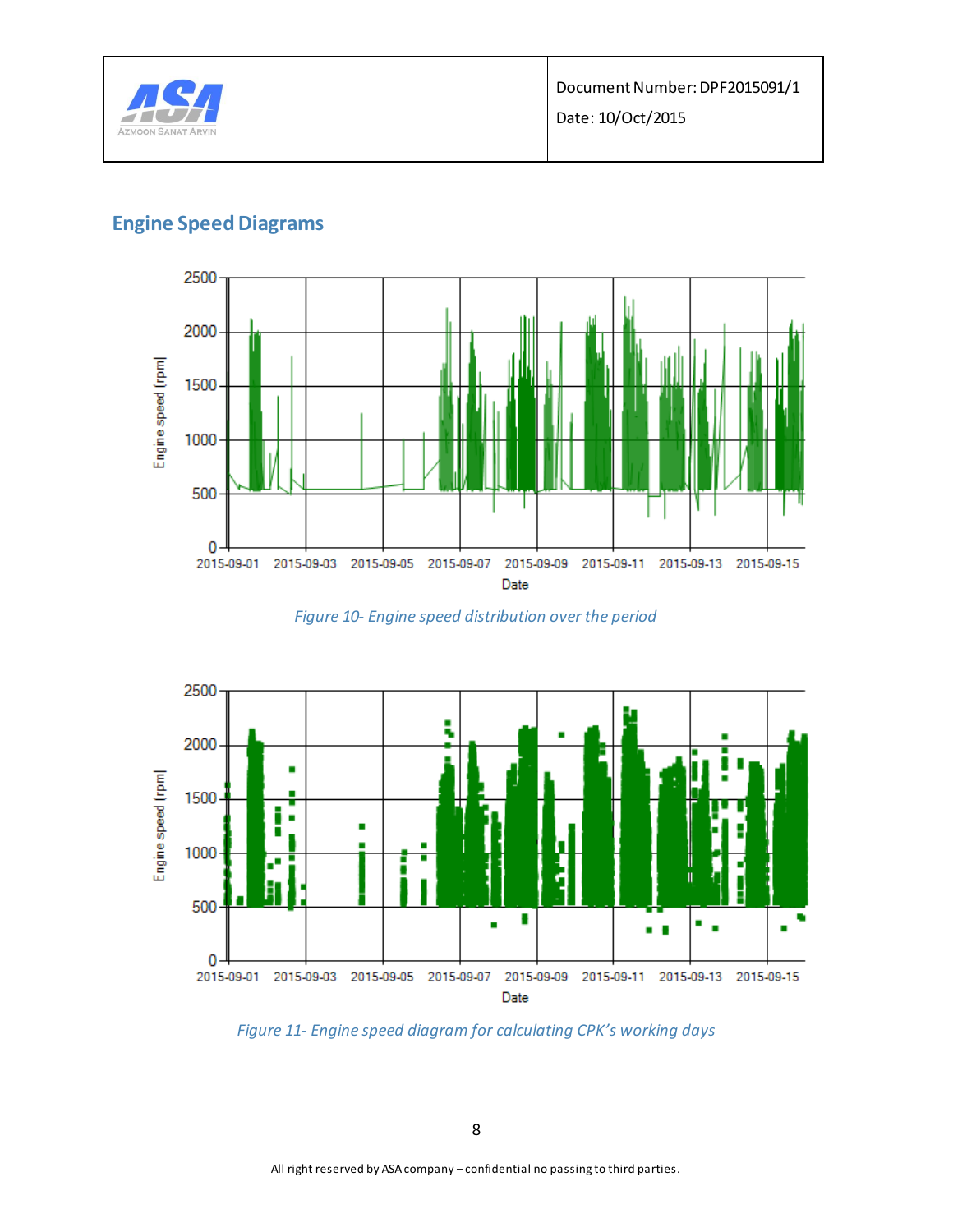## Engine Speed Diagrams

*Figure 10- Engine speed distribution over the period*

*Figure 11- Engine speed diagram for calculating CPK's working days*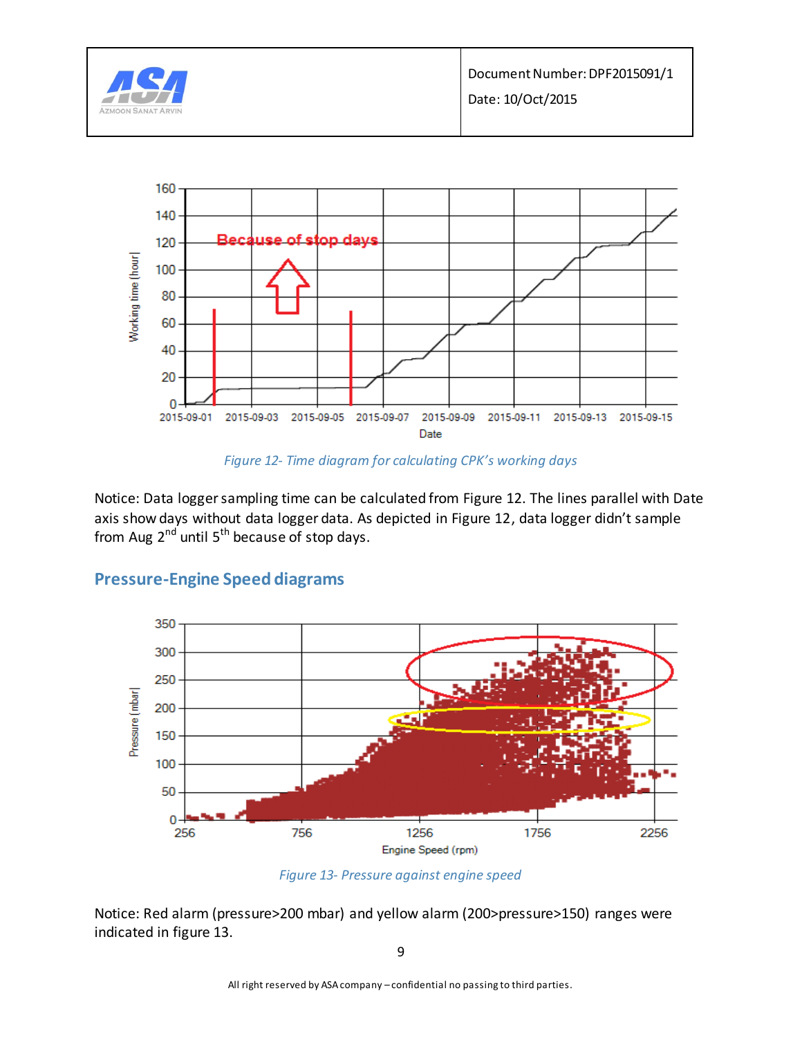Figure 12- Time diagram for calculating CPK's working days

Notice: Data logger sampling time can be calculated from Figure 12. The lines parallel with Date axis show days without data logger data. As depicted in Figure 12, data logger didn't sample from Aug 2nd until 5th because of stop days.

## Pressure-Engine Speed diagrams

Figure 13- Pressure against engine speed

Notice: Red alarm (pressure>200 mbar) and yellow alarm (200>pressure>150) ranges were indicated in figure 13.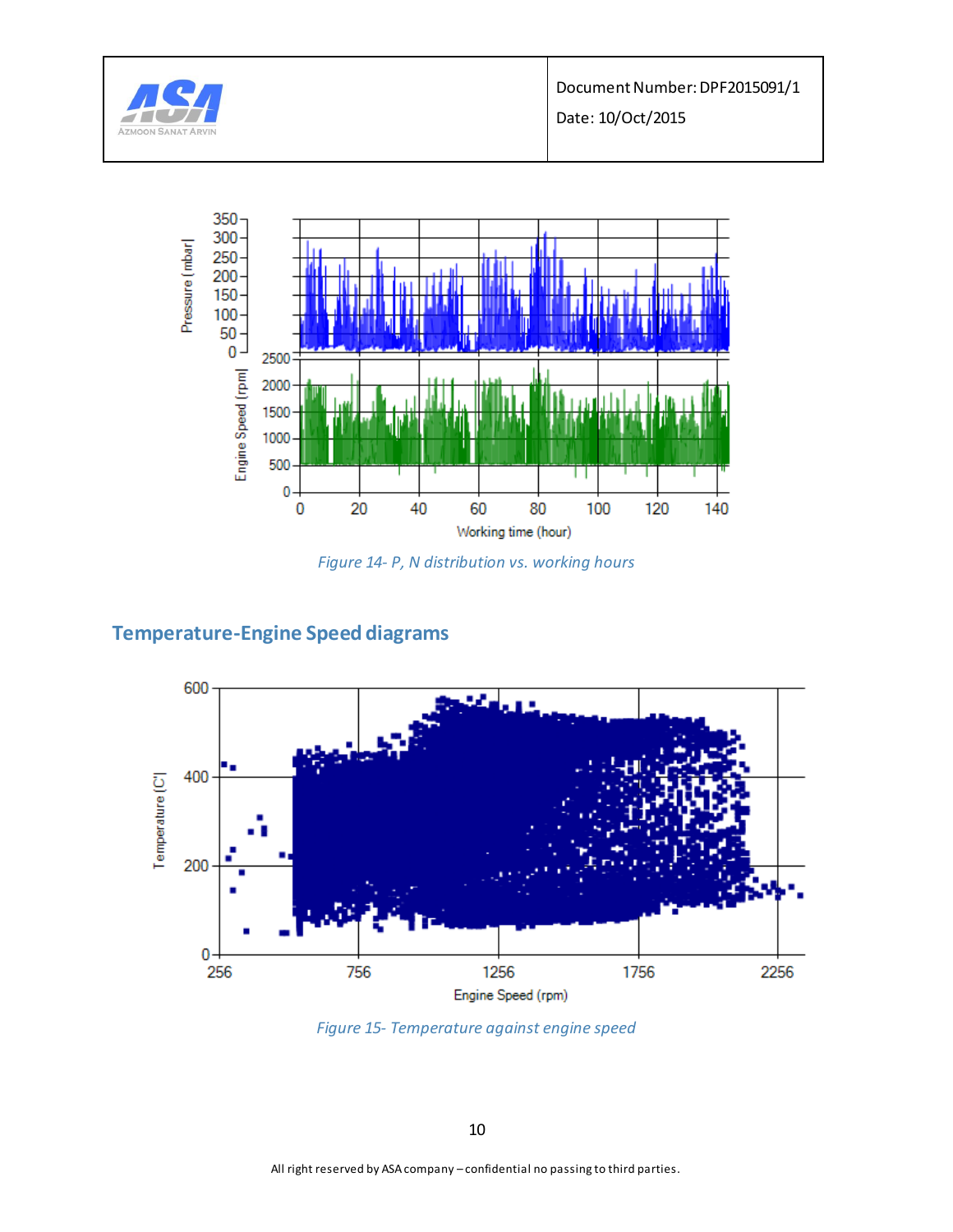Figure 14- P, N distribution vs. working hours

## Temperature-Engine Speed diagrams

Figure 15- Temperature against engine speed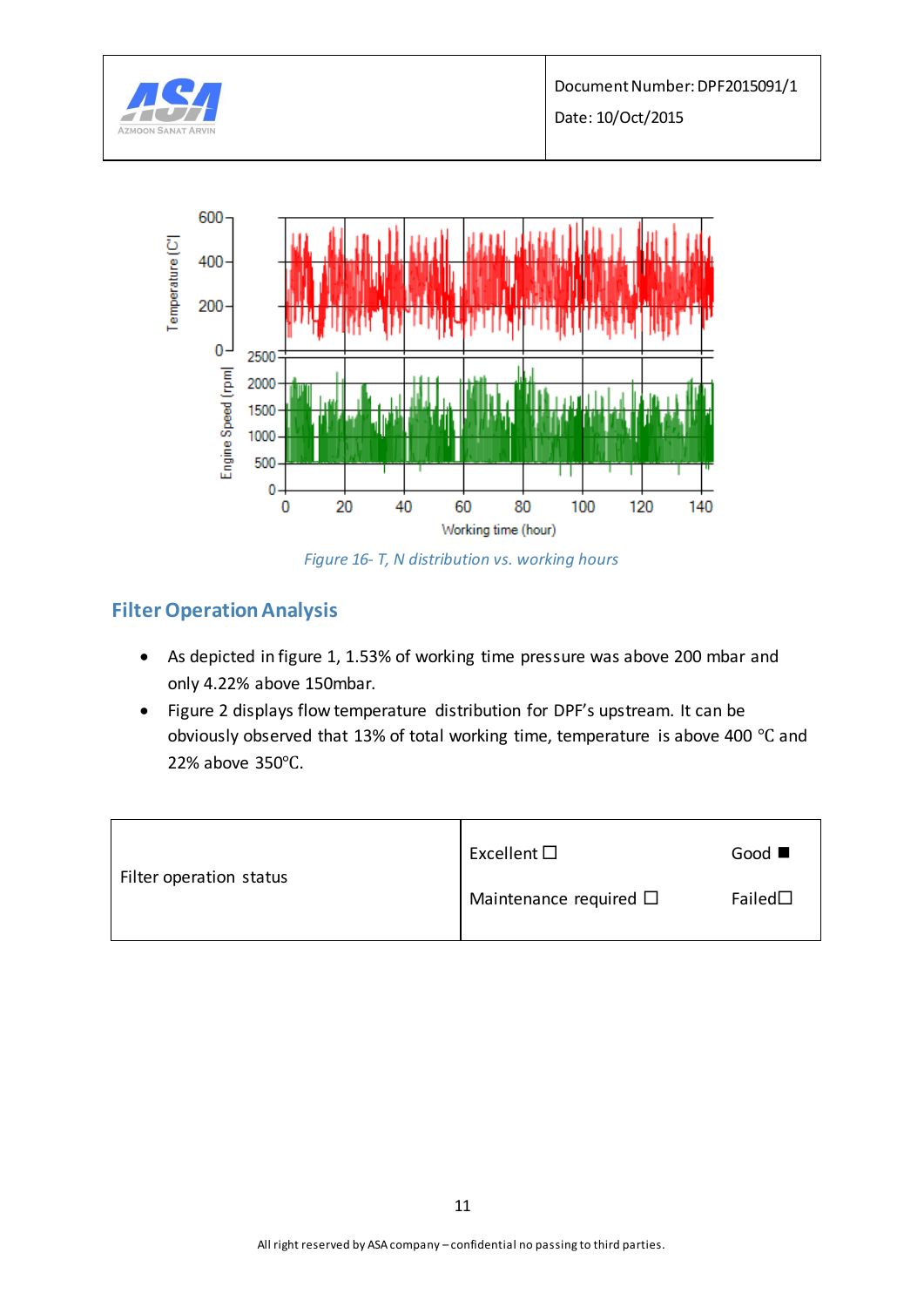Temperature [C°]

600

400

200

0

Engine Speed [rpm]

2500

2000

1500

1000

500

0

0 20 40 60 80 100 120 140

Working time (hour)

*Figure 16- T, N distribution vs. working hours*

## Filter Operation Analysis

- As depicted in figure 1, 1.53% of working time pressure was above 200 mbar and only 4.22% above 150mbar.
- Figure 2 displays flow temperature distribution for DPF's upstream. It can be obviously observed that 13% of total working time, temperature is above 400 °C and 22% above 350°C.

| | | |
|---|---|---|
| Filter operation status | Excellent ☐ | Good ■ |
| | Maintenance required ☐ | Failed☐ |